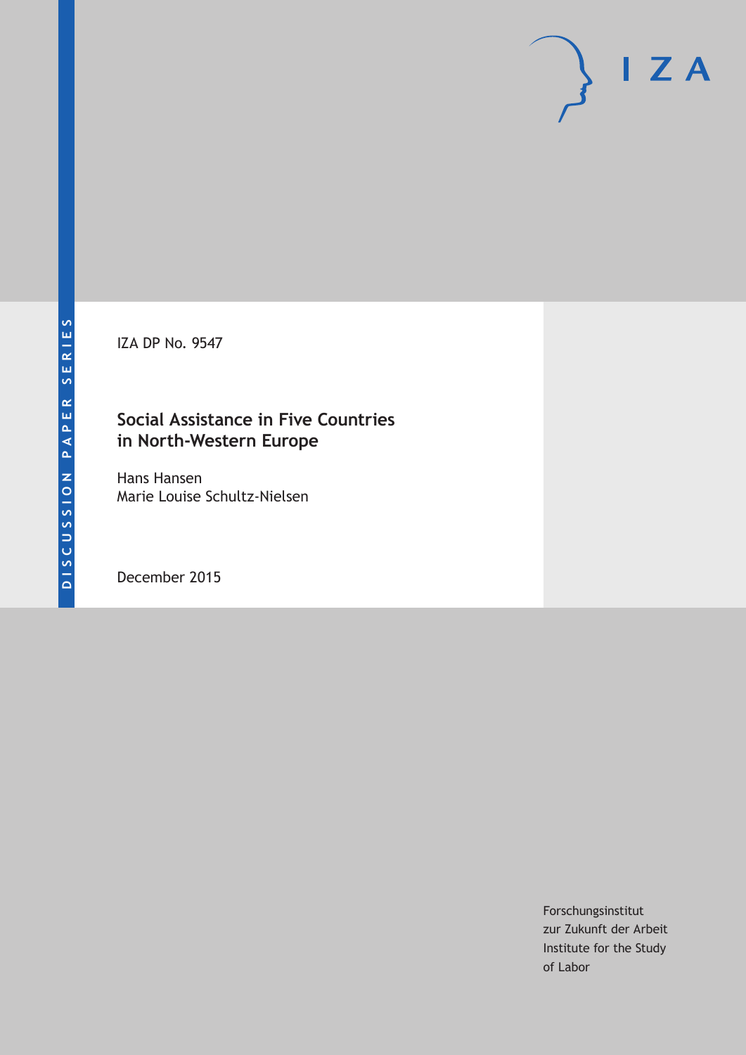DISCUSSION PAPER SERIES

IZA

IZA DP No. 9547

# Social Assistance in Five Countries in North-Western Europe

Hans Hansen
Marie Louise Schultz-Nielsen

December 2015

Forschungsinstitut
zur Zukunft der Arbeit
Institute for the Study
of Labor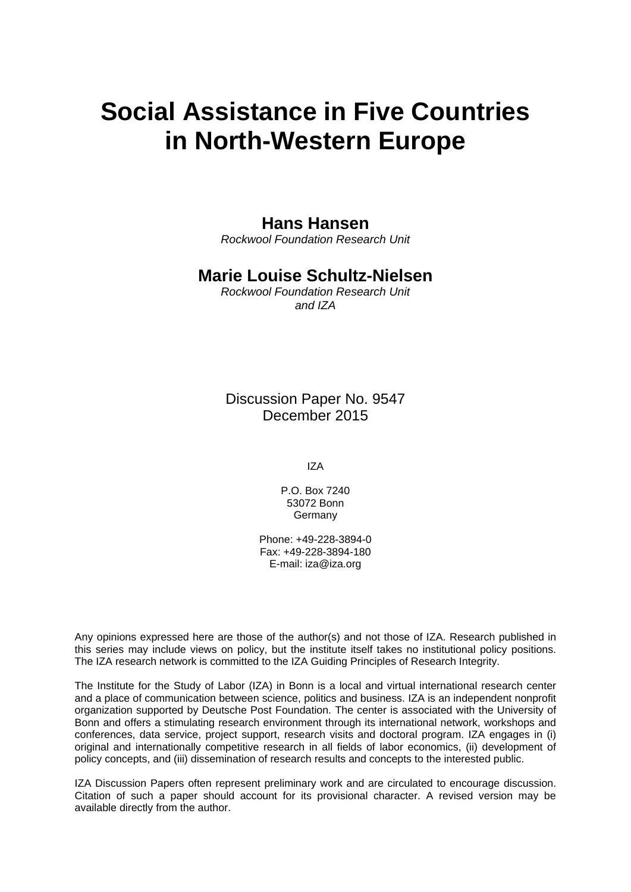# Social Assistance in Five Countries in North-Western Europe

**Hans Hansen**
*Rockwool Foundation Research Unit*

**Marie Louise Schultz-Nielsen**
*Rockwool Foundation Research Unit and IZA*

Discussion Paper No. 9547
December 2015

IZA

P.O. Box 7240
53072 Bonn
Germany

Phone: +49-228-3894-0
Fax: +49-228-3894-180
E-mail: iza@iza.org

Any opinions expressed here are those of the author(s) and not those of IZA. Research published in this series may include views on policy, but the institute itself takes no institutional policy positions. The IZA research network is committed to the IZA Guiding Principles of Research Integrity.

The Institute for the Study of Labor (IZA) in Bonn is a local and virtual international research center and a place of communication between science, politics and business. IZA is an independent nonprofit organization supported by Deutsche Post Foundation. The center is associated with the University of Bonn and offers a stimulating research environment through its international network, workshops and conferences, data service, project support, research visits and doctoral program. IZA engages in (i) original and internationally competitive research in all fields of labor economics, (ii) development of policy concepts, and (iii) dissemination of research results and concepts to the interested public.

IZA Discussion Papers often represent preliminary work and are circulated to encourage discussion. Citation of such a paper should account for its provisional character. A revised version may be available directly from the author.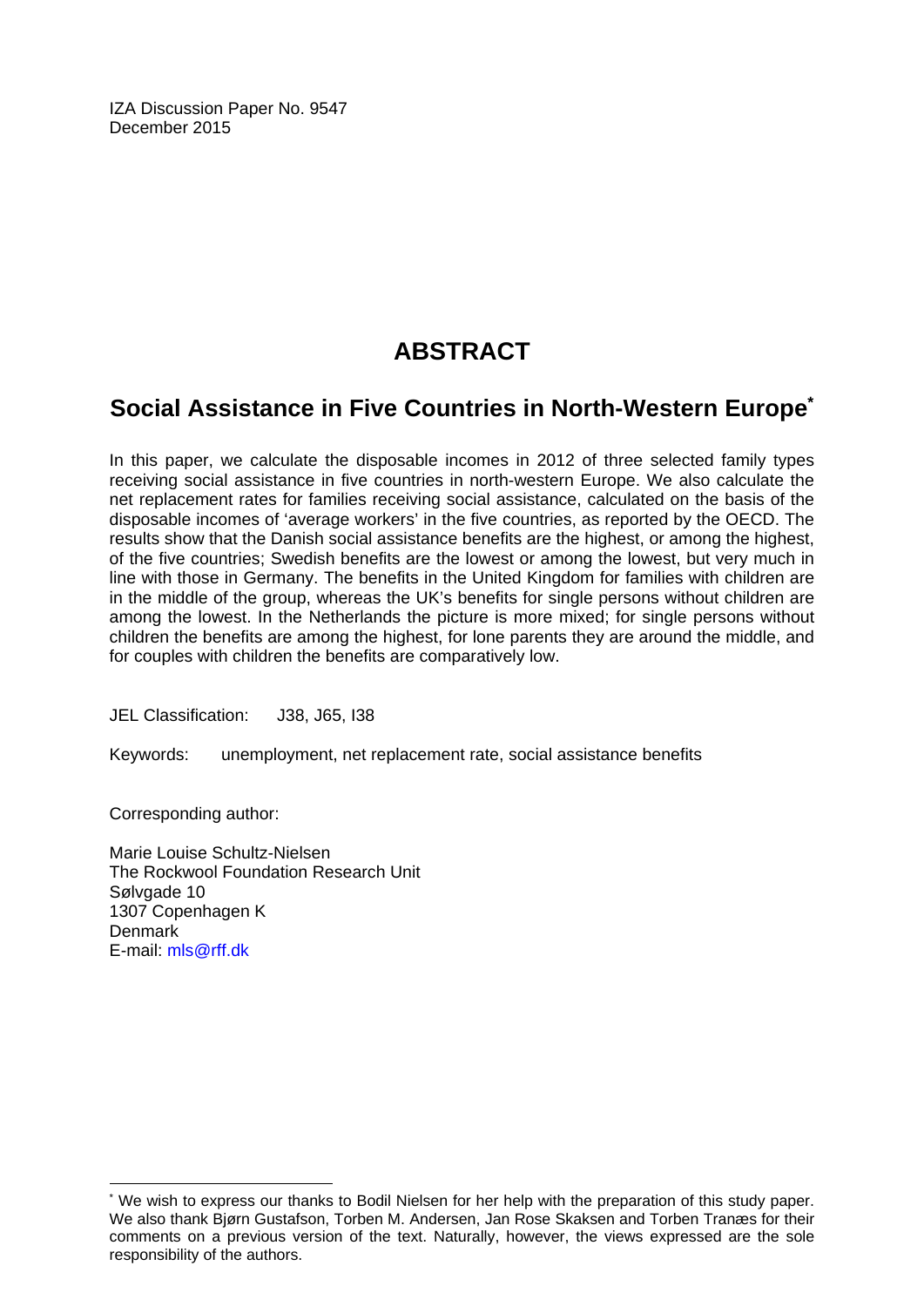IZA Discussion Paper No. 9547
December 2015

# ABSTRACT

## Social Assistance in Five Countries in North-Western Europe*

In this paper, we calculate the disposable incomes in 2012 of three selected family types receiving social assistance in five countries in north-western Europe. We also calculate the net replacement rates for families receiving social assistance, calculated on the basis of the disposable incomes of 'average workers' in the five countries, as reported by the OECD. The results show that the Danish social assistance benefits are the highest, or among the highest, of the five countries; Swedish benefits are the lowest or among the lowest, but very much in line with those in Germany. The benefits in the United Kingdom for families with children are in the middle of the group, whereas the UK's benefits for single persons without children are among the lowest. In the Netherlands the picture is more mixed; for single persons without children the benefits are among the highest, for lone parents they are around the middle, and for couples with children the benefits are comparatively low.

JEL Classification: J38, J65, I38

Keywords: unemployment, net replacement rate, social assistance benefits

Corresponding author:

Marie Louise Schultz-Nielsen
The Rockwool Foundation Research Unit
Sølvgade 10
1307 Copenhagen K
Denmark
E-mail: mls@rff.dk

---

* We wish to express our thanks to Bodil Nielsen for her help with the preparation of this study paper. We also thank Bjørn Gustafson, Torben M. Andersen, Jan Rose Skaksen and Torben Tranæs for their comments on a previous version of the text. Naturally, however, the views expressed are the sole responsibility of the authors.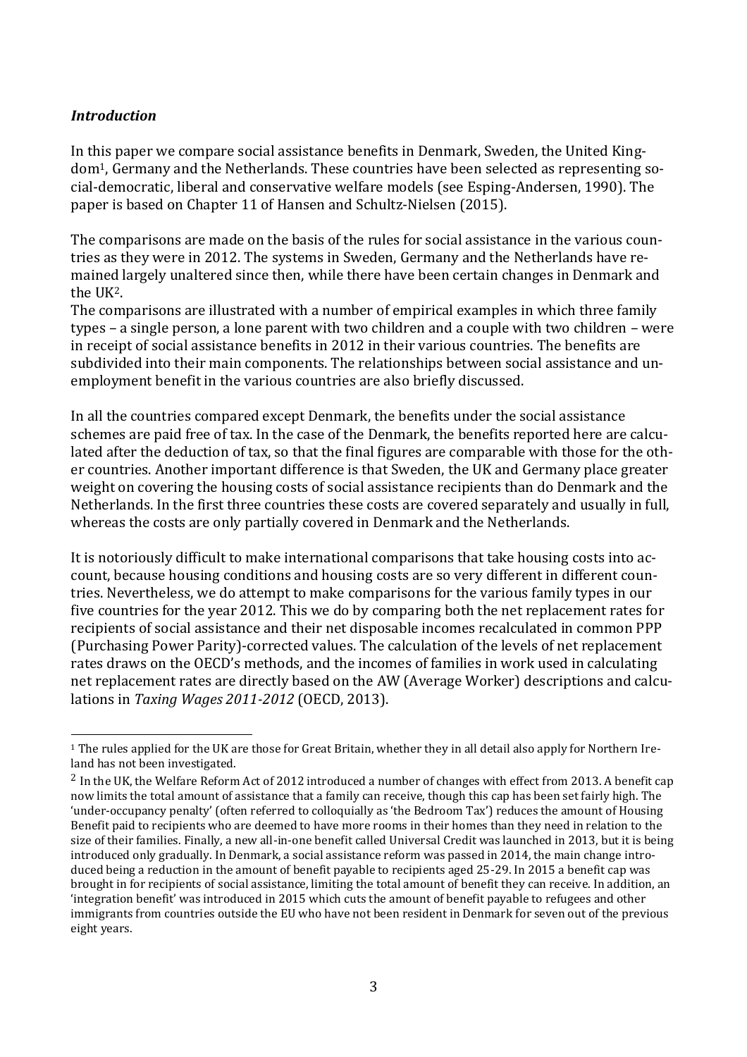### *Introduction*

In this paper we compare social assistance benefits in Denmark, Sweden, the United Kingdom[1], Germany and the Netherlands. These countries have been selected as representing social-democratic, liberal and conservative welfare models (see Esping-Andersen, 1990). The paper is based on Chapter 11 of Hansen and Schultz-Nielsen (2015).

The comparisons are made on the basis of the rules for social assistance in the various countries as they were in 2012. The systems in Sweden, Germany and the Netherlands have remained largely unaltered since then, while there have been certain changes in Denmark and the UK[2].

The comparisons are illustrated with a number of empirical examples in which three family types – a single person, a lone parent with two children and a couple with two children – were in receipt of social assistance benefits in 2012 in their various countries. The benefits are subdivided into their main components. The relationships between social assistance and unemployment benefit in the various countries are also briefly discussed.

In all the countries compared except Denmark, the benefits under the social assistance schemes are paid free of tax. In the case of the Denmark, the benefits reported here are calculated after the deduction of tax, so that the final figures are comparable with those for the other countries. Another important difference is that Sweden, the UK and Germany place greater weight on covering the housing costs of social assistance recipients than do Denmark and the Netherlands. In the first three countries these costs are covered separately and usually in full, whereas the costs are only partially covered in Denmark and the Netherlands.

It is notoriously difficult to make international comparisons that take housing costs into account, because housing conditions and housing costs are so very different in different countries. Nevertheless, we do attempt to make comparisons for the various family types in our five countries for the year 2012. This we do by comparing both the net replacement rates for recipients of social assistance and their net disposable incomes recalculated in common PPP (Purchasing Power Parity)-corrected values. The calculation of the levels of net replacement rates draws on the OECD's methods, and the incomes of families in work used in calculating net replacement rates are directly based on the AW (Average Worker) descriptions and calculations in *Taxing Wages 2011-2012* (OECD, 2013).

---

[1] The rules applied for the UK are those for Great Britain, whether they in all detail also apply for Northern Ireland has not been investigated.

[2] In the UK, the Welfare Reform Act of 2012 introduced a number of changes with effect from 2013. A benefit cap now limits the total amount of assistance that a family can receive, though this cap has been set fairly high. The 'under-occupancy penalty' (often referred to colloquially as 'the Bedroom Tax') reduces the amount of Housing Benefit paid to recipients who are deemed to have more rooms in their homes than they need in relation to the size of their families. Finally, a new all-in-one benefit called Universal Credit was launched in 2013, but it is being introduced only gradually. In Denmark, a social assistance reform was passed in 2014, the main change introduced being a reduction in the amount of benefit payable to recipients aged 25-29. In 2015 a benefit cap was brought in for recipients of social assistance, limiting the total amount of benefit they can receive. In addition, an 'integration benefit' was introduced in 2015 which cuts the amount of benefit payable to refugees and other immigrants from countries outside the EU who have not been resident in Denmark for seven out of the previous eight years.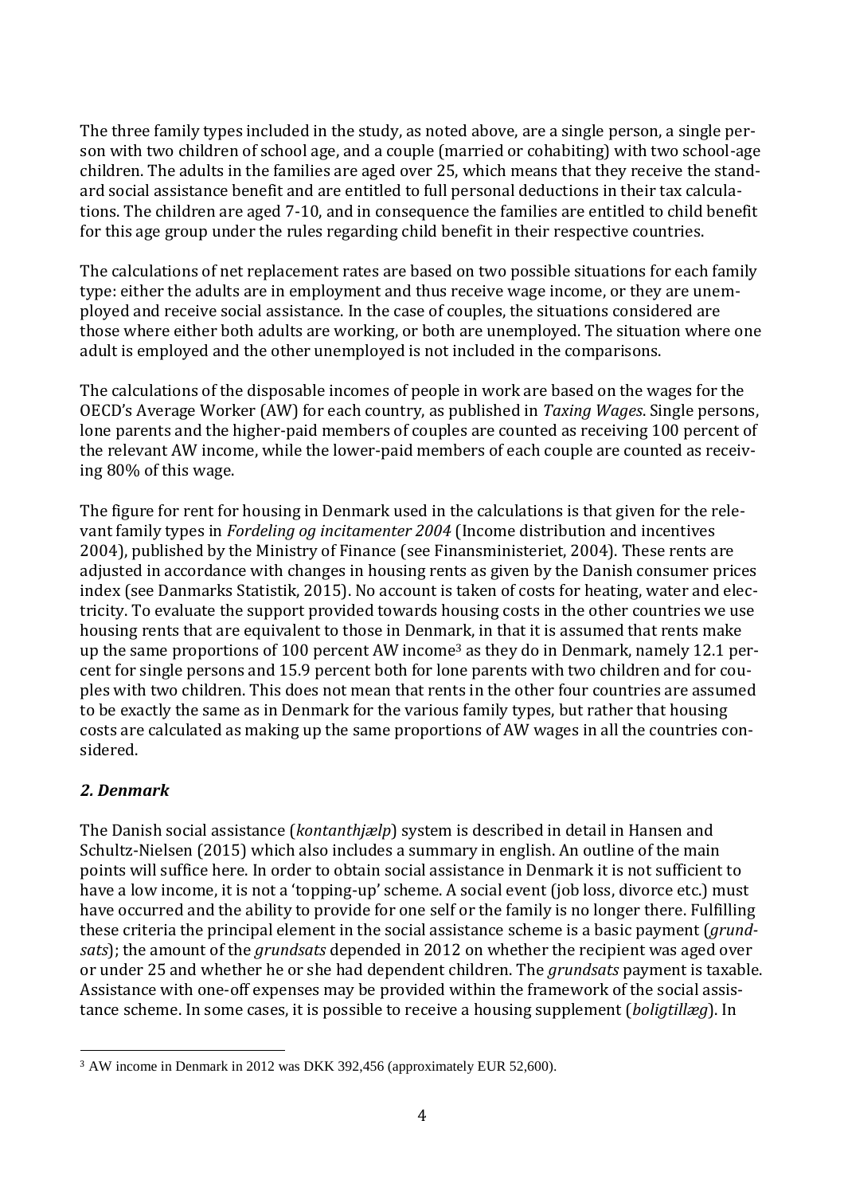The three family types included in the study, as noted above, are a single person, a single person with two children of school age, and a couple (married or cohabiting) with two school-age children. The adults in the families are aged over 25, which means that they receive the standard social assistance benefit and are entitled to full personal deductions in their tax calculations. The children are aged 7-10, and in consequence the families are entitled to child benefit for this age group under the rules regarding child benefit in their respective countries.

The calculations of net replacement rates are based on two possible situations for each family type: either the adults are in employment and thus receive wage income, or they are unemployed and receive social assistance. In the case of couples, the situations considered are those where either both adults are working, or both are unemployed. The situation where one adult is employed and the other unemployed is not included in the comparisons.

The calculations of the disposable incomes of people in work are based on the wages for the OECD's Average Worker (AW) for each country, as published in *Taxing Wages*. Single persons, lone parents and the higher-paid members of couples are counted as receiving 100 percent of the relevant AW income, while the lower-paid members of each couple are counted as receiving 80% of this wage.

The figure for rent for housing in Denmark used in the calculations is that given for the relevant family types in *Fordeling og incitamenter 2004* (Income distribution and incentives 2004), published by the Ministry of Finance (see Finansministeriet, 2004). These rents are adjusted in accordance with changes in housing rents as given by the Danish consumer prices index (see Danmarks Statistik, 2015). No account is taken of costs for heating, water and electricity. To evaluate the support provided towards housing costs in the other countries we use housing rents that are equivalent to those in Denmark, in that it is assumed that rents make up the same proportions of 100 percent AW income[3] as they do in Denmark, namely 12.1 percent for single persons and 15.9 percent both for lone parents with two children and for couples with two children. This does not mean that rents in the other four countries are assumed to be exactly the same as in Denmark for the various family types, but rather that housing costs are calculated as making up the same proportions of AW wages in all the countries considered.

## *2. Denmark*

The Danish social assistance (*kontanthjælp*) system is described in detail in Hansen and Schultz-Nielsen (2015) which also includes a summary in english. An outline of the main points will suffice here. In order to obtain social assistance in Denmark it is not sufficient to have a low income, it is not a 'topping-up' scheme. A social event (job loss, divorce etc.) must have occurred and the ability to provide for one self or the family is no longer there. Fulfilling these criteria the principal element in the social assistance scheme is a basic payment (*grundsats*); the amount of the *grundsats* depended in 2012 on whether the recipient was aged over or under 25 and whether he or she had dependent children. The *grundsats* payment is taxable. Assistance with one-off expenses may be provided within the framework of the social assistance scheme. In some cases, it is possible to receive a housing supplement (*boligtillæg*). In

[3] AW income in Denmark in 2012 was DKK 392,456 (approximately EUR 52,600).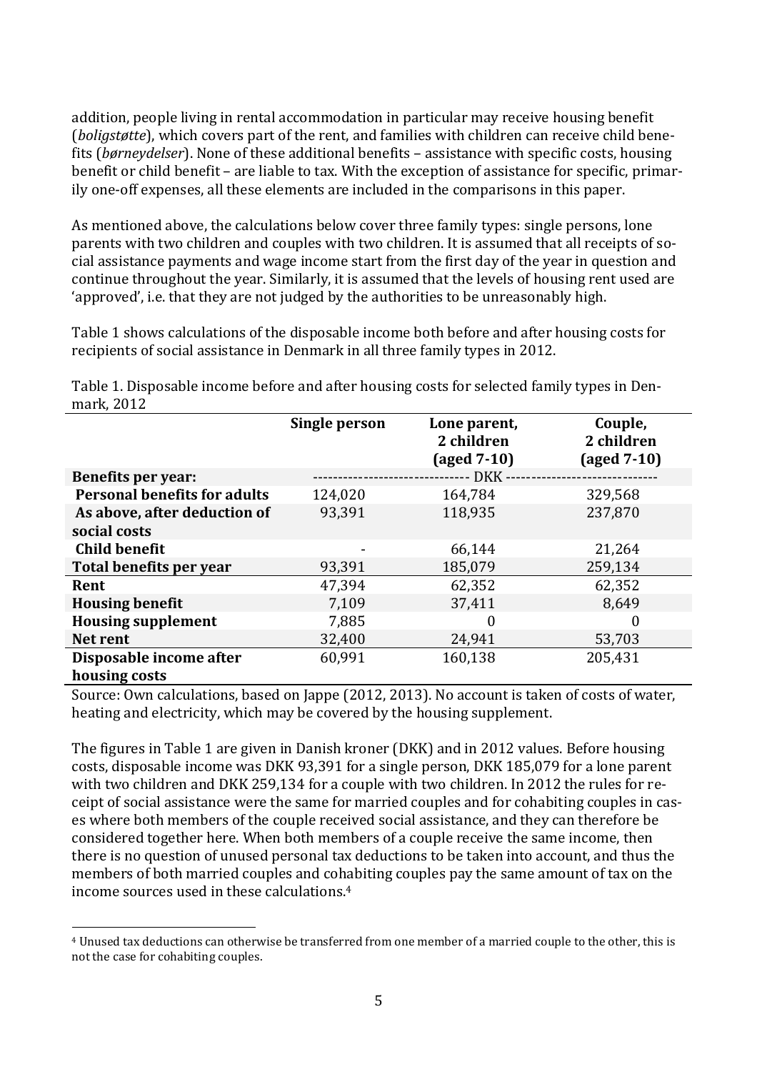addition, people living in rental accommodation in particular may receive housing benefit (*boligstøtte*), which covers part of the rent, and families with children can receive child benefits (*børneydelser*). None of these additional benefits – assistance with specific costs, housing benefit or child benefit – are liable to tax. With the exception of assistance for specific, primarily one-off expenses, all these elements are included in the comparisons in this paper.

As mentioned above, the calculations below cover three family types: single persons, lone parents with two children and couples with two children. It is assumed that all receipts of social assistance payments and wage income start from the first day of the year in question and continue throughout the year. Similarly, it is assumed that the levels of housing rent used are 'approved', i.e. that they are not judged by the authorities to be unreasonably high.

Table 1 shows calculations of the disposable income both before and after housing costs for recipients of social assistance in Denmark in all three family types in 2012.

Table 1. Disposable income before and after housing costs for selected family types in Denmark, 2012

| | Single person | Lone parent, 2 children (aged 7-10) | Couple, 2 children (aged 7-10) |
|---|---|---|---|
| **Benefits per year:** | | DKK | |
| **Personal benefits for adults** | 124,020 | 164,784 | 329,568 |
| **As above, after deduction of social costs** | 93,391 | 118,935 | 237,870 |
| **Child benefit** | - | 66,144 | 21,264 |
| **Total benefits per year** | 93,391 | 185,079 | 259,134 |
| **Rent** | 47,394 | 62,352 | 62,352 |
| **Housing benefit** | 7,109 | 37,411 | 8,649 |
| **Housing supplement** | 7,885 | 0 | 0 |
| **Net rent** | 32,400 | 24,941 | 53,703 |
| **Disposable income after housing costs** | 60,991 | 160,138 | 205,431 |

Source: Own calculations, based on Jappe (2012, 2013). No account is taken of costs of water, heating and electricity, which may be covered by the housing supplement.

The figures in Table 1 are given in Danish kroner (DKK) and in 2012 values. Before housing costs, disposable income was DKK 93,391 for a single person, DKK 185,079 for a lone parent with two children and DKK 259,134 for a couple with two children. In 2012 the rules for receipt of social assistance were the same for married couples and for cohabiting couples in cases where both members of the couple received social assistance, and they can therefore be considered together here. When both members of a couple receive the same income, then there is no question of unused personal tax deductions to be taken into account, and thus the members of both married couples and cohabiting couples pay the same amount of tax on the income sources used in these calculations.[4]

[4] Unused tax deductions can otherwise be transferred from one member of a married couple to the other, this is not the case for cohabiting couples.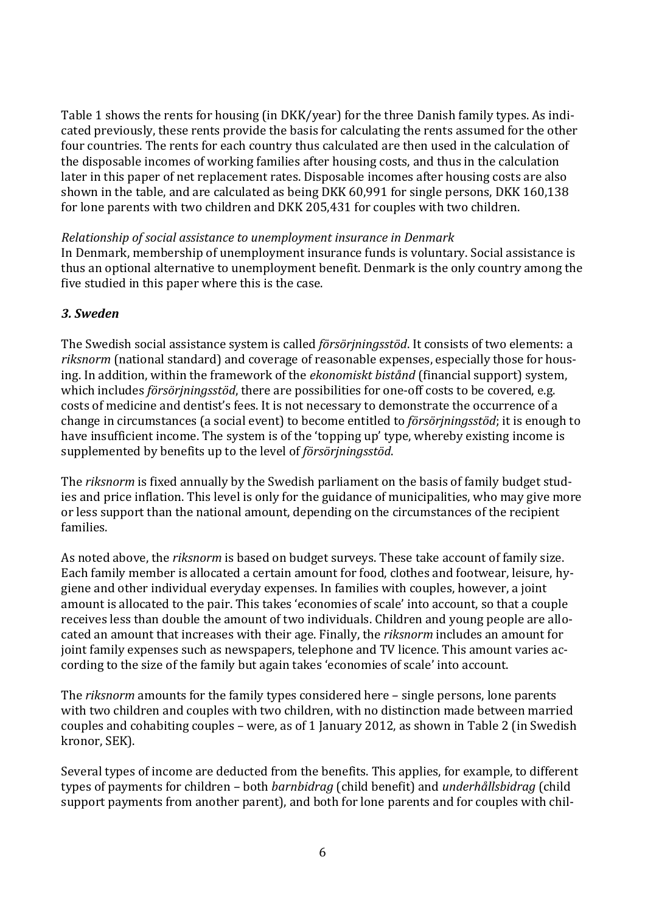Table 1 shows the rents for housing (in DKK/year) for the three Danish family types. As indicated previously, these rents provide the basis for calculating the rents assumed for the other four countries. The rents for each country thus calculated are then used in the calculation of the disposable incomes of working families after housing costs, and thus in the calculation later in this paper of net replacement rates. Disposable incomes after housing costs are also shown in the table, and are calculated as being DKK 60,991 for single persons, DKK 160,138 for lone parents with two children and DKK 205,431 for couples with two children.

*Relationship of social assistance to unemployment insurance in Denmark*

In Denmark, membership of unemployment insurance funds is voluntary. Social assistance is thus an optional alternative to unemployment benefit. Denmark is the only country among the five studied in this paper where this is the case.

### *3. Sweden*

The Swedish social assistance system is called *försörjningsstöd*. It consists of two elements: a *riksnorm* (national standard) and coverage of reasonable expenses, especially those for housing. In addition, within the framework of the *ekonomiskt bistånd* (financial support) system, which includes *försörjningsstöd*, there are possibilities for one-off costs to be covered, e.g. costs of medicine and dentist's fees. It is not necessary to demonstrate the occurrence of a change in circumstances (a social event) to become entitled to *försörjningsstöd*; it is enough to have insufficient income. The system is of the 'topping up' type, whereby existing income is supplemented by benefits up to the level of *försörjningsstöd*.

The *riksnorm* is fixed annually by the Swedish parliament on the basis of family budget studies and price inflation. This level is only for the guidance of municipalities, who may give more or less support than the national amount, depending on the circumstances of the recipient families.

As noted above, the *riksnorm* is based on budget surveys. These take account of family size. Each family member is allocated a certain amount for food, clothes and footwear, leisure, hygiene and other individual everyday expenses. In families with couples, however, a joint amount is allocated to the pair. This takes 'economies of scale' into account, so that a couple receives less than double the amount of two individuals. Children and young people are allocated an amount that increases with their age. Finally, the *riksnorm* includes an amount for joint family expenses such as newspapers, telephone and TV licence. This amount varies according to the size of the family but again takes 'economies of scale' into account.

The *riksnorm* amounts for the family types considered here – single persons, lone parents with two children and couples with two children, with no distinction made between married couples and cohabiting couples – were, as of 1 January 2012, as shown in Table 2 (in Swedish kronor, SEK).

Several types of income are deducted from the benefits. This applies, for example, to different types of payments for children – both *barnbidrag* (child benefit) and *underhållsbidrag* (child support payments from another parent), and both for lone parents and for couples with chil-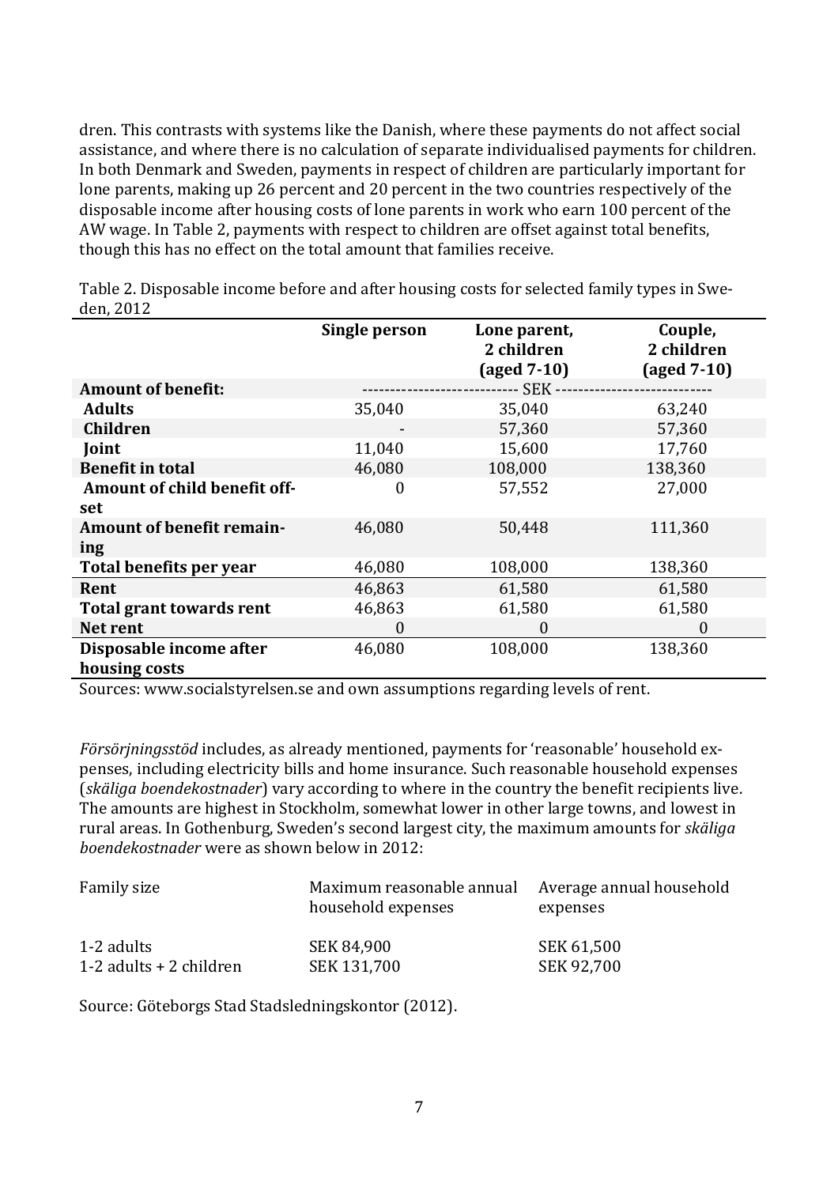dren. This contrasts with systems like the Danish, where these payments do not affect social assistance, and where there is no calculation of separate individualised payments for children. In both Denmark and Sweden, payments in respect of children are particularly important for lone parents, making up 26 percent and 20 percent in the two countries respectively of the disposable income after housing costs of lone parents in work who earn 100 percent of the AW wage. In Table 2, payments with respect to children are offset against total benefits, though this has no effect on the total amount that families receive.

Table 2. Disposable income before and after housing costs for selected family types in Sweden, 2012

| | Single person | Lone parent, 2 children (aged 7-10) | Couple, 2 children (aged 7-10) |
|---|---|---|---|
| **Amount of benefit:** | | SEK | |
| **Adults** | 35,040 | 35,040 | 63,240 |
| **Children** | - | 57,360 | 57,360 |
| **Joint** | 11,040 | 15,600 | 17,760 |
| **Benefit in total** | 46,080 | 108,000 | 138,360 |
| **Amount of child benefit offset** | 0 | 57,552 | 27,000 |
| **Amount of benefit remaining** | 46,080 | 50,448 | 111,360 |
| **Total benefits per year** | 46,080 | 108,000 | 138,360 |
| **Rent** | 46,863 | 61,580 | 61,580 |
| **Total grant towards rent** | 46,863 | 61,580 | 61,580 |
| **Net rent** | 0 | 0 | 0 |
| **Disposable income after housing costs** | 46,080 | 108,000 | 138,360 |

Sources: www.socialstyrelsen.se and own assumptions regarding levels of rent.

*Försörjningsstöd* includes, as already mentioned, payments for 'reasonable' household expenses, including electricity bills and home insurance. Such reasonable household expenses (*skäliga boendekostnader*) vary according to where in the country the benefit recipients live. The amounts are highest in Stockholm, somewhat lower in other large towns, and lowest in rural areas. In Gothenburg, Sweden's second largest city, the maximum amounts for *skäliga boendekostnader* were as shown below in 2012:

| Family size | Maximum reasonable annual household expenses | Average annual household expenses |
|---|---|---|
| 1-2 adults | SEK 84,900 | SEK 61,500 |
| 1-2 adults + 2 children | SEK 131,700 | SEK 92,700 |

Source: Göteborgs Stad Stadsledningskontor (2012).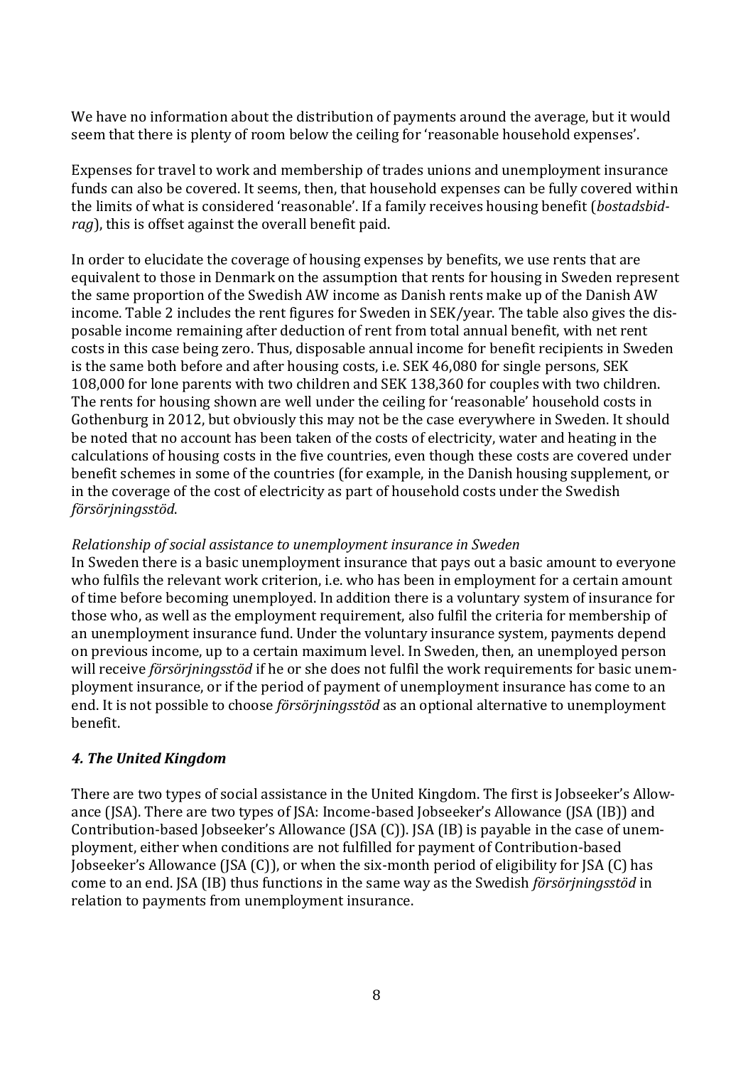We have no information about the distribution of payments around the average, but it would seem that there is plenty of room below the ceiling for 'reasonable household expenses'.

Expenses for travel to work and membership of trades unions and unemployment insurance funds can also be covered. It seems, then, that household expenses can be fully covered within the limits of what is considered 'reasonable'. If a family receives housing benefit (*bostadsbidrag*), this is offset against the overall benefit paid.

In order to elucidate the coverage of housing expenses by benefits, we use rents that are equivalent to those in Denmark on the assumption that rents for housing in Sweden represent the same proportion of the Swedish AW income as Danish rents make up of the Danish AW income. Table 2 includes the rent figures for Sweden in SEK/year. The table also gives the disposable income remaining after deduction of rent from total annual benefit, with net rent costs in this case being zero. Thus, disposable annual income for benefit recipients in Sweden is the same both before and after housing costs, i.e. SEK 46,080 for single persons, SEK 108,000 for lone parents with two children and SEK 138,360 for couples with two children. The rents for housing shown are well under the ceiling for 'reasonable' household costs in Gothenburg in 2012, but obviously this may not be the case everywhere in Sweden. It should be noted that no account has been taken of the costs of electricity, water and heating in the calculations of housing costs in the five countries, even though these costs are covered under benefit schemes in some of the countries (for example, in the Danish housing supplement, or in the coverage of the cost of electricity as part of household costs under the Swedish *försörjningsstöd*.

*Relationship of social assistance to unemployment insurance in Sweden*

In Sweden there is a basic unemployment insurance that pays out a basic amount to everyone who fulfils the relevant work criterion, i.e. who has been in employment for a certain amount of time before becoming unemployed. In addition there is a voluntary system of insurance for those who, as well as the employment requirement, also fulfil the criteria for membership of an unemployment insurance fund. Under the voluntary insurance system, payments depend on previous income, up to a certain maximum level. In Sweden, then, an unemployed person will receive *försörjningsstöd* if he or she does not fulfil the work requirements for basic unemployment insurance, or if the period of payment of unemployment insurance has come to an end. It is not possible to choose *försörjningsstöd* as an optional alternative to unemployment benefit.

### *4. The United Kingdom*

There are two types of social assistance in the United Kingdom. The first is Jobseeker's Allowance (JSA). There are two types of JSA: Income-based Jobseeker's Allowance (JSA (IB)) and Contribution-based Jobseeker's Allowance (JSA (C)). JSA (IB) is payable in the case of unemployment, either when conditions are not fulfilled for payment of Contribution-based Jobseeker's Allowance (JSA (C)), or when the six-month period of eligibility for JSA (C) has come to an end. JSA (IB) thus functions in the same way as the Swedish *försörjningsstöd* in relation to payments from unemployment insurance.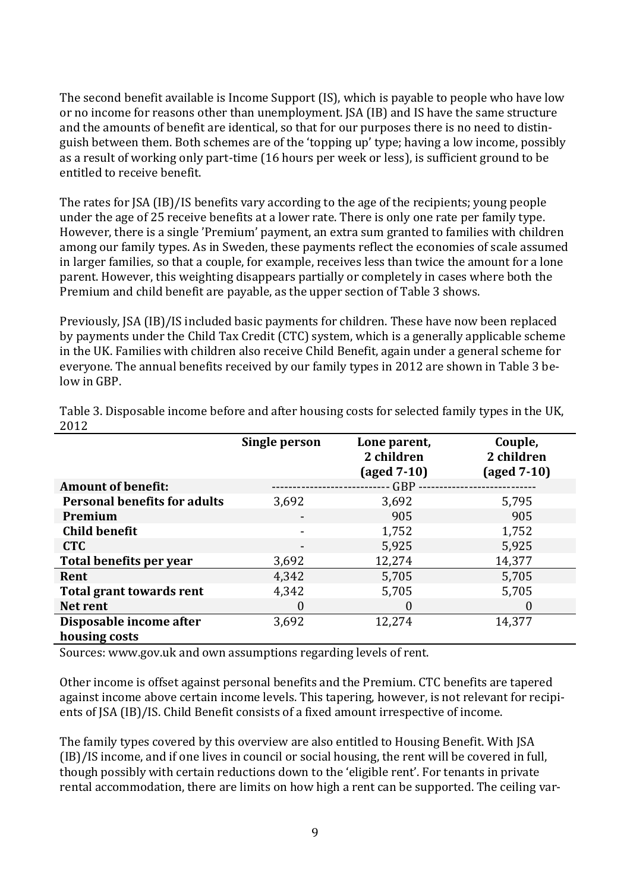The second benefit available is Income Support (IS), which is payable to people who have low or no income for reasons other than unemployment. JSA (IB) and IS have the same structure and the amounts of benefit are identical, so that for our purposes there is no need to distinguish between them. Both schemes are of the 'topping up' type; having a low income, possibly as a result of working only part-time (16 hours per week or less), is sufficient ground to be entitled to receive benefit.

The rates for JSA (IB)/IS benefits vary according to the age of the recipients; young people under the age of 25 receive benefits at a lower rate. There is only one rate per family type. However, there is a single 'Premium' payment, an extra sum granted to families with children among our family types. As in Sweden, these payments reflect the economies of scale assumed in larger families, so that a couple, for example, receives less than twice the amount for a lone parent. However, this weighting disappears partially or completely in cases where both the Premium and child benefit are payable, as the upper section of Table 3 shows.

Previously, JSA (IB)/IS included basic payments for children. These have now been replaced by payments under the Child Tax Credit (CTC) system, which is a generally applicable scheme in the UK. Families with children also receive Child Benefit, again under a general scheme for everyone. The annual benefits received by our family types in 2012 are shown in Table 3 below in GBP.

Table 3. Disposable income before and after housing costs for selected family types in the UK, 2012

| | Single person | Lone parent, 2 children (aged 7-10) | Couple, 2 children (aged 7-10) |
|---|---|---|---|
| **Amount of benefit:** | | GBP | |
| **Personal benefits for adults** | 3,692 | 3,692 | 5,795 |
| **Premium** | - | 905 | 905 |
| **Child benefit** | - | 1,752 | 1,752 |
| **CTC** | - | 5,925 | 5,925 |
| **Total benefits per year** | 3,692 | 12,274 | 14,377 |
| **Rent** | 4,342 | 5,705 | 5,705 |
| **Total grant towards rent** | 4,342 | 5,705 | 5,705 |
| **Net rent** | 0 | 0 | 0 |
| **Disposable income after housing costs** | 3,692 | 12,274 | 14,377 |

Sources: www.gov.uk and own assumptions regarding levels of rent.

Other income is offset against personal benefits and the Premium. CTC benefits are tapered against income above certain income levels. This tapering, however, is not relevant for recipients of JSA (IB)/IS. Child Benefit consists of a fixed amount irrespective of income.

The family types covered by this overview are also entitled to Housing Benefit. With JSA (IB)/IS income, and if one lives in council or social housing, the rent will be covered in full, though possibly with certain reductions down to the 'eligible rent'. For tenants in private rental accommodation, there are limits on how high a rent can be supported. The ceiling var-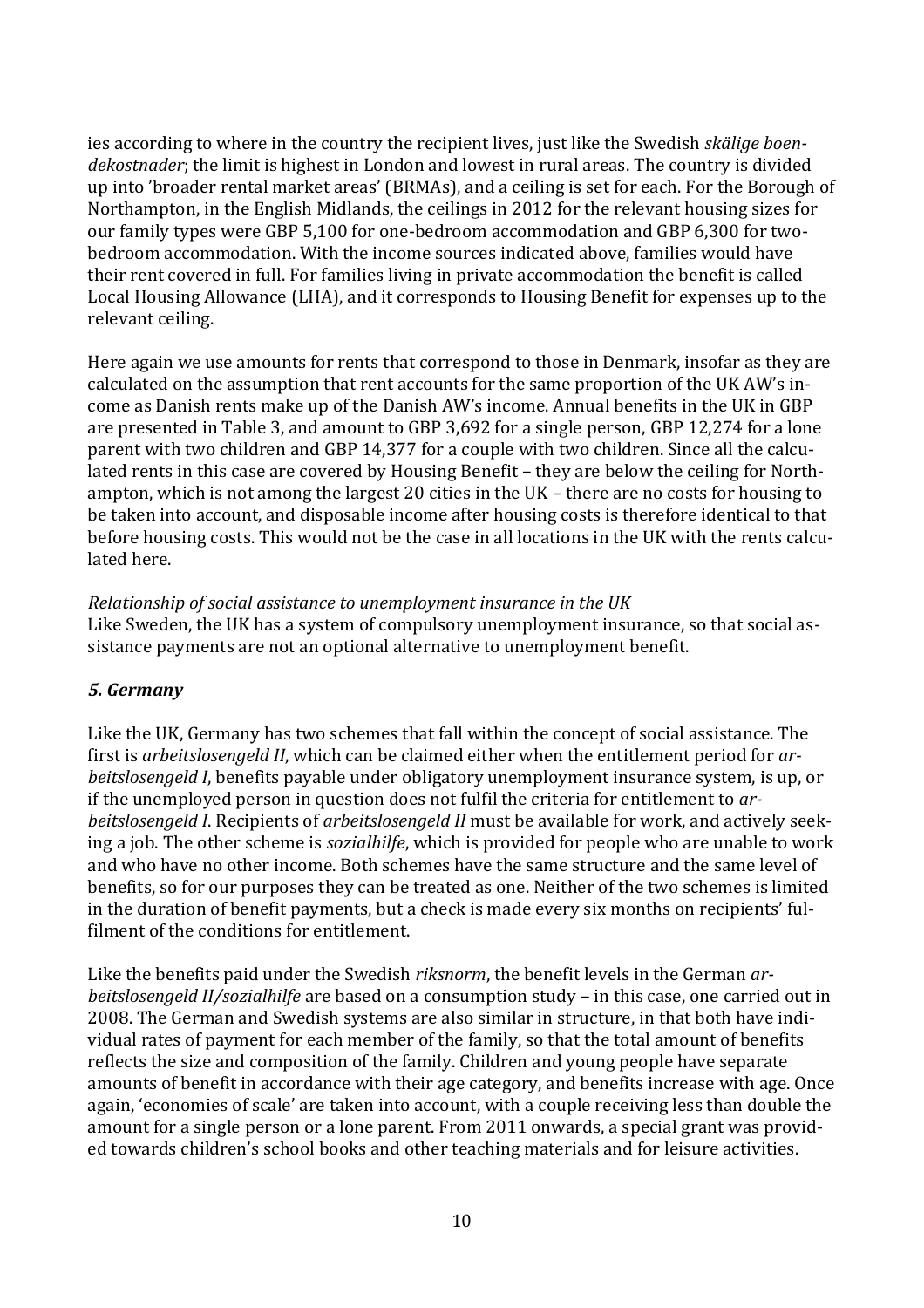ies according to where in the country the recipient lives, just like the Swedish *skälige boendekostnader*; the limit is highest in London and lowest in rural areas. The country is divided up into 'broader rental market areas' (BRMAs), and a ceiling is set for each. For the Borough of Northampton, in the English Midlands, the ceilings in 2012 for the relevant housing sizes for our family types were GBP 5,100 for one-bedroom accommodation and GBP 6,300 for two-bedroom accommodation. With the income sources indicated above, families would have their rent covered in full. For families living in private accommodation the benefit is called Local Housing Allowance (LHA), and it corresponds to Housing Benefit for expenses up to the relevant ceiling.

Here again we use amounts for rents that correspond to those in Denmark, insofar as they are calculated on the assumption that rent accounts for the same proportion of the UK AW's income as Danish rents make up of the Danish AW's income. Annual benefits in the UK in GBP are presented in Table 3, and amount to GBP 3,692 for a single person, GBP 12,274 for a lone parent with two children and GBP 14,377 for a couple with two children. Since all the calculated rents in this case are covered by Housing Benefit – they are below the ceiling for Northampton, which is not among the largest 20 cities in the UK – there are no costs for housing to be taken into account, and disposable income after housing costs is therefore identical to that before housing costs. This would not be the case in all locations in the UK with the rents calculated here.

*Relationship of social assistance to unemployment insurance in the UK*
Like Sweden, the UK has a system of compulsory unemployment insurance, so that social assistance payments are not an optional alternative to unemployment benefit.

### *5. Germany*

Like the UK, Germany has two schemes that fall within the concept of social assistance. The first is *arbeitslosengeld II*, which can be claimed either when the entitlement period for *arbeitslosengeld I*, benefits payable under obligatory unemployment insurance system, is up, or if the unemployed person in question does not fulfil the criteria for entitlement to *arbeitslosengeld I*. Recipients of *arbeitslosengeld II* must be available for work, and actively seeking a job. The other scheme is *sozialhilfe*, which is provided for people who are unable to work and who have no other income. Both schemes have the same structure and the same level of benefits, so for our purposes they can be treated as one. Neither of the two schemes is limited in the duration of benefit payments, but a check is made every six months on recipients' fulfilment of the conditions for entitlement.

Like the benefits paid under the Swedish *riksnorm*, the benefit levels in the German *arbeitslosengeld II/sozialhilfe* are based on a consumption study – in this case, one carried out in 2008. The German and Swedish systems are also similar in structure, in that both have individual rates of payment for each member of the family, so that the total amount of benefits reflects the size and composition of the family. Children and young people have separate amounts of benefit in accordance with their age category, and benefits increase with age. Once again, 'economies of scale' are taken into account, with a couple receiving less than double the amount for a single person or a lone parent. From 2011 onwards, a special grant was provided towards children's school books and other teaching materials and for leisure activities.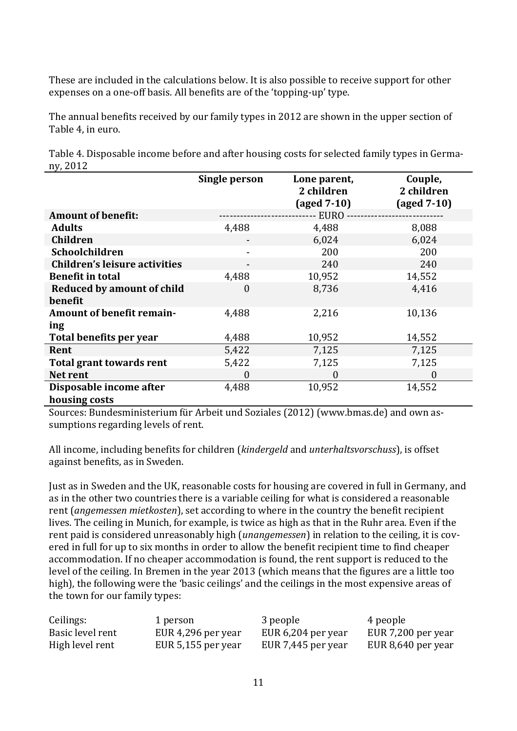These are included in the calculations below. It is also possible to receive support for other expenses on a one-off basis. All benefits are of the 'topping-up' type.

The annual benefits received by our family types in 2012 are shown in the upper section of Table 4, in euro.

Table 4. Disposable income before and after housing costs for selected family types in Germany, 2012

| | Single person | Lone parent, 2 children (aged 7-10) | Couple, 2 children (aged 7-10) |
|---|---|---|---|
| **Amount of benefit:** | | EURO | |
| **Adults** | 4,488 | 4,488 | 8,088 |
| **Children** | - | 6,024 | 6,024 |
| **Schoolchildren** | - | 200 | 200 |
| **Children's leisure activities** | - | 240 | 240 |
| **Benefit in total** | 4,488 | 10,952 | 14,552 |
| **Reduced by amount of child benefit** | 0 | 8,736 | 4,416 |
| **Amount of benefit remaining** | 4,488 | 2,216 | 10,136 |
| **Total benefits per year** | 4,488 | 10,952 | 14,552 |
| **Rent** | 5,422 | 7,125 | 7,125 |
| **Total grant towards rent** | 5,422 | 7,125 | 7,125 |
| **Net rent** | 0 | 0 | 0 |
| **Disposable income after housing costs** | 4,488 | 10,952 | 14,552 |

Sources: Bundesministerium für Arbeit und Soziales (2012) (www.bmas.de) and own assumptions regarding levels of rent.

All income, including benefits for children (*kindergeld* and *unterhaltsvorschuss*), is offset against benefits, as in Sweden.

Just as in Sweden and the UK, reasonable costs for housing are covered in full in Germany, and as in the other two countries there is a variable ceiling for what is considered a reasonable rent (*angemessen mietkosten*), set according to where in the country the benefit recipient lives. The ceiling in Munich, for example, is twice as high as that in the Ruhr area. Even if the rent paid is considered unreasonably high (*unangemessen*) in relation to the ceiling, it is covered in full for up to six months in order to allow the benefit recipient time to find cheaper accommodation. If no cheaper accommodation is found, the rent support is reduced to the level of the ceiling. In Bremen in the year 2013 (which means that the figures are a little too high), the following were the 'basic ceilings' and the ceilings in the most expensive areas of the town for our family types:

| Ceilings: | 1 person | 3 people | 4 people |
|---|---|---|---|
| Basic level rent | EUR 4,296 per year | EUR 6,204 per year | EUR 7,200 per year |
| High level rent | EUR 5,155 per year | EUR 7,445 per year | EUR 8,640 per year |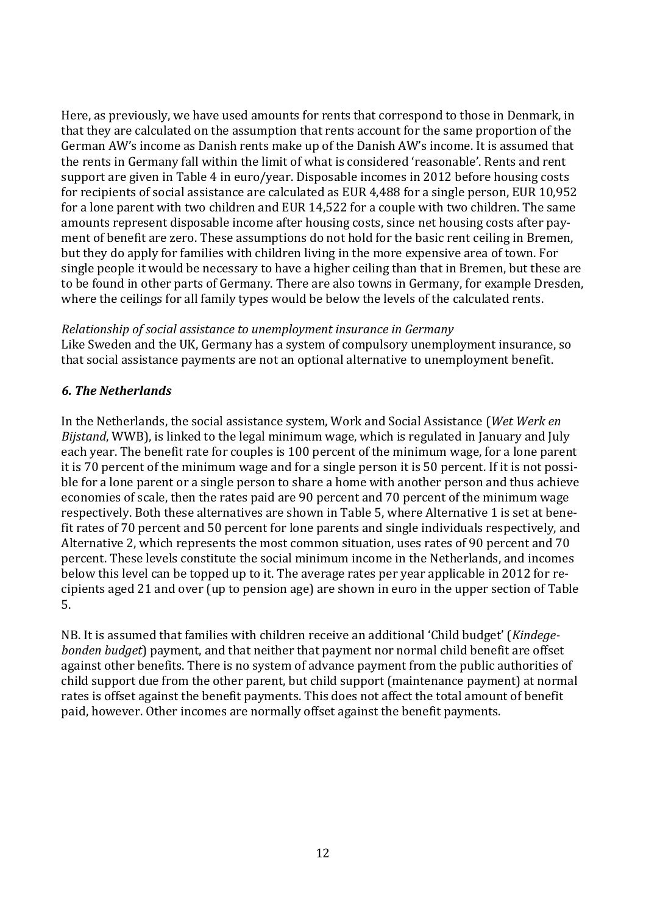Here, as previously, we have used amounts for rents that correspond to those in Denmark, in that they are calculated on the assumption that rents account for the same proportion of the German AW's income as Danish rents make up of the Danish AW's income. It is assumed that the rents in Germany fall within the limit of what is considered 'reasonable'. Rents and rent support are given in Table 4 in euro/year. Disposable incomes in 2012 before housing costs for recipients of social assistance are calculated as EUR 4,488 for a single person, EUR 10,952 for a lone parent with two children and EUR 14,522 for a couple with two children. The same amounts represent disposable income after housing costs, since net housing costs after payment of benefit are zero. These assumptions do not hold for the basic rent ceiling in Bremen, but they do apply for families with children living in the more expensive area of town. For single people it would be necessary to have a higher ceiling than that in Bremen, but these are to be found in other parts of Germany. There are also towns in Germany, for example Dresden, where the ceilings for all family types would be below the levels of the calculated rents.

*Relationship of social assistance to unemployment insurance in Germany*
Like Sweden and the UK, Germany has a system of compulsory unemployment insurance, so that social assistance payments are not an optional alternative to unemployment benefit.

### *6. The Netherlands*

In the Netherlands, the social assistance system, Work and Social Assistance (*Wet Werk en Bijstand*, WWB), is linked to the legal minimum wage, which is regulated in January and July each year. The benefit rate for couples is 100 percent of the minimum wage, for a lone parent it is 70 percent of the minimum wage and for a single person it is 50 percent. If it is not possible for a lone parent or a single person to share a home with another person and thus achieve economies of scale, then the rates paid are 90 percent and 70 percent of the minimum wage respectively. Both these alternatives are shown in Table 5, where Alternative 1 is set at benefit rates of 70 percent and 50 percent for lone parents and single individuals respectively, and Alternative 2, which represents the most common situation, uses rates of 90 percent and 70 percent. These levels constitute the social minimum income in the Netherlands, and incomes below this level can be topped up to it. The average rates per year applicable in 2012 for recipients aged 21 and over (up to pension age) are shown in euro in the upper section of Table 5.

NB. It is assumed that families with children receive an additional 'Child budget' (*Kindegebonden budget*) payment, and that neither that payment nor normal child benefit are offset against other benefits. There is no system of advance payment from the public authorities of child support due from the other parent, but child support (maintenance payment) at normal rates is offset against the benefit payments. This does not affect the total amount of benefit paid, however. Other incomes are normally offset against the benefit payments.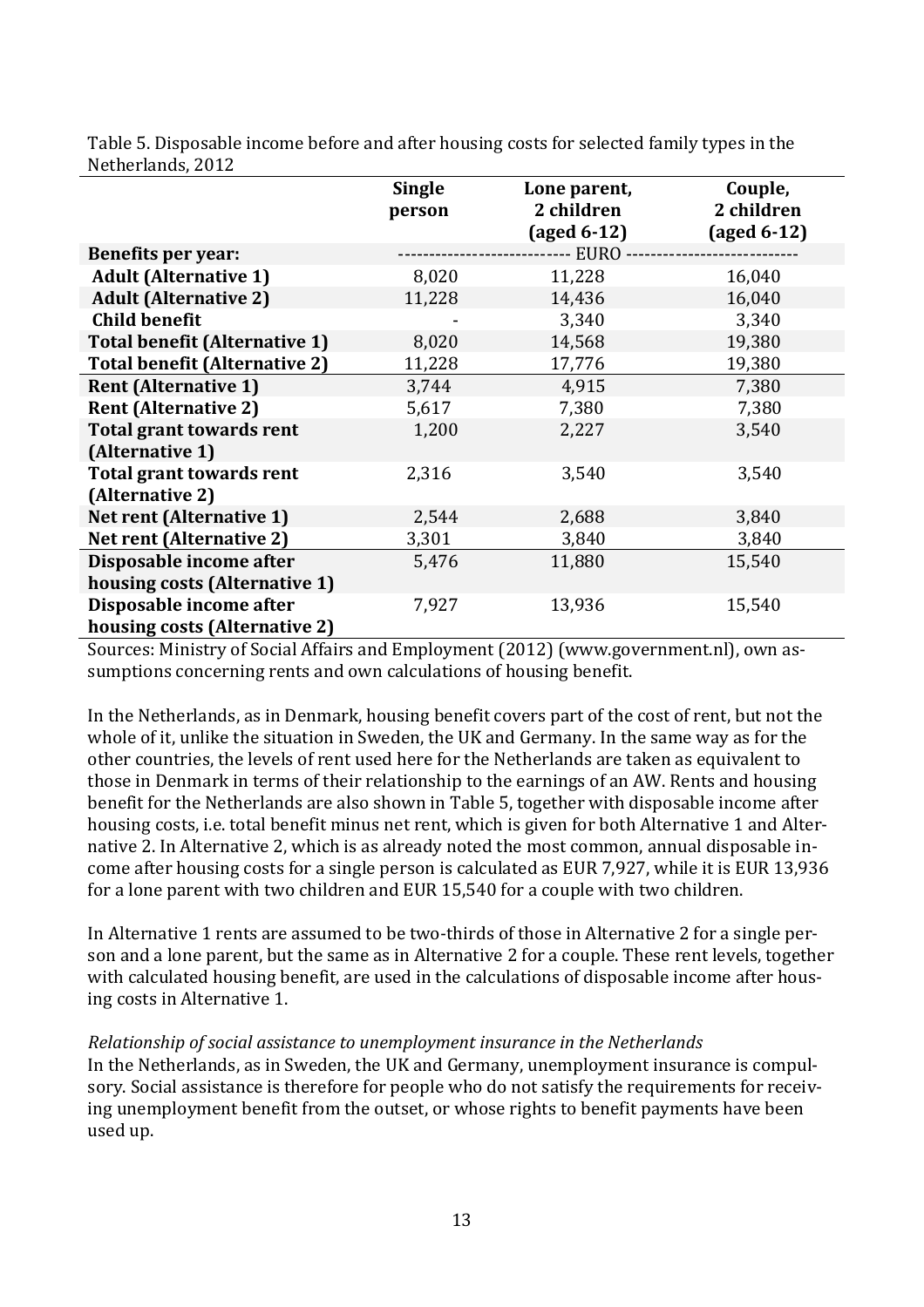Table 5. Disposable income before and after housing costs for selected family types in the Netherlands, 2012

| | Single person | Lone parent, 2 children (aged 6-12) | Couple, 2 children (aged 6-12) |
|---|---|---|---|
| **Benefits per year:** | | ------ EURO ------ | |
| **Adult (Alternative 1)** | 8,020 | 11,228 | 16,040 |
| **Adult (Alternative 2)** | 11,228 | 14,436 | 16,040 |
| **Child benefit** | - | 3,340 | 3,340 |
| **Total benefit (Alternative 1)** | 8,020 | 14,568 | 19,380 |
| **Total benefit (Alternative 2)** | 11,228 | 17,776 | 19,380 |
| **Rent (Alternative 1)** | 3,744 | 4,915 | 7,380 |
| **Rent (Alternative 2)** | 5,617 | 7,380 | 7,380 |
| **Total grant towards rent (Alternative 1)** | 1,200 | 2,227 | 3,540 |
| **Total grant towards rent (Alternative 2)** | 2,316 | 3,540 | 3,540 |
| **Net rent (Alternative 1)** | 2,544 | 2,688 | 3,840 |
| **Net rent (Alternative 2)** | 3,301 | 3,840 | 3,840 |
| **Disposable income after housing costs (Alternative 1)** | 5,476 | 11,880 | 15,540 |
| **Disposable income after housing costs (Alternative 2)** | 7,927 | 13,936 | 15,540 |

Sources: Ministry of Social Affairs and Employment (2012) (www.government.nl), own assumptions concerning rents and own calculations of housing benefit.

In the Netherlands, as in Denmark, housing benefit covers part of the cost of rent, but not the whole of it, unlike the situation in Sweden, the UK and Germany. In the same way as for the other countries, the levels of rent used here for the Netherlands are taken as equivalent to those in Denmark in terms of their relationship to the earnings of an AW. Rents and housing benefit for the Netherlands are also shown in Table 5, together with disposable income after housing costs, i.e. total benefit minus net rent, which is given for both Alternative 1 and Alternative 2. In Alternative 2, which is as already noted the most common, annual disposable income after housing costs for a single person is calculated as EUR 7,927, while it is EUR 13,936 for a lone parent with two children and EUR 15,540 for a couple with two children.

In Alternative 1 rents are assumed to be two-thirds of those in Alternative 2 for a single person and a lone parent, but the same as in Alternative 2 for a couple. These rent levels, together with calculated housing benefit, are used in the calculations of disposable income after housing costs in Alternative 1.

*Relationship of social assistance to unemployment insurance in the Netherlands*

In the Netherlands, as in Sweden, the UK and Germany, unemployment insurance is compulsory. Social assistance is therefore for people who do not satisfy the requirements for receiving unemployment benefit from the outset, or whose rights to benefit payments have been used up.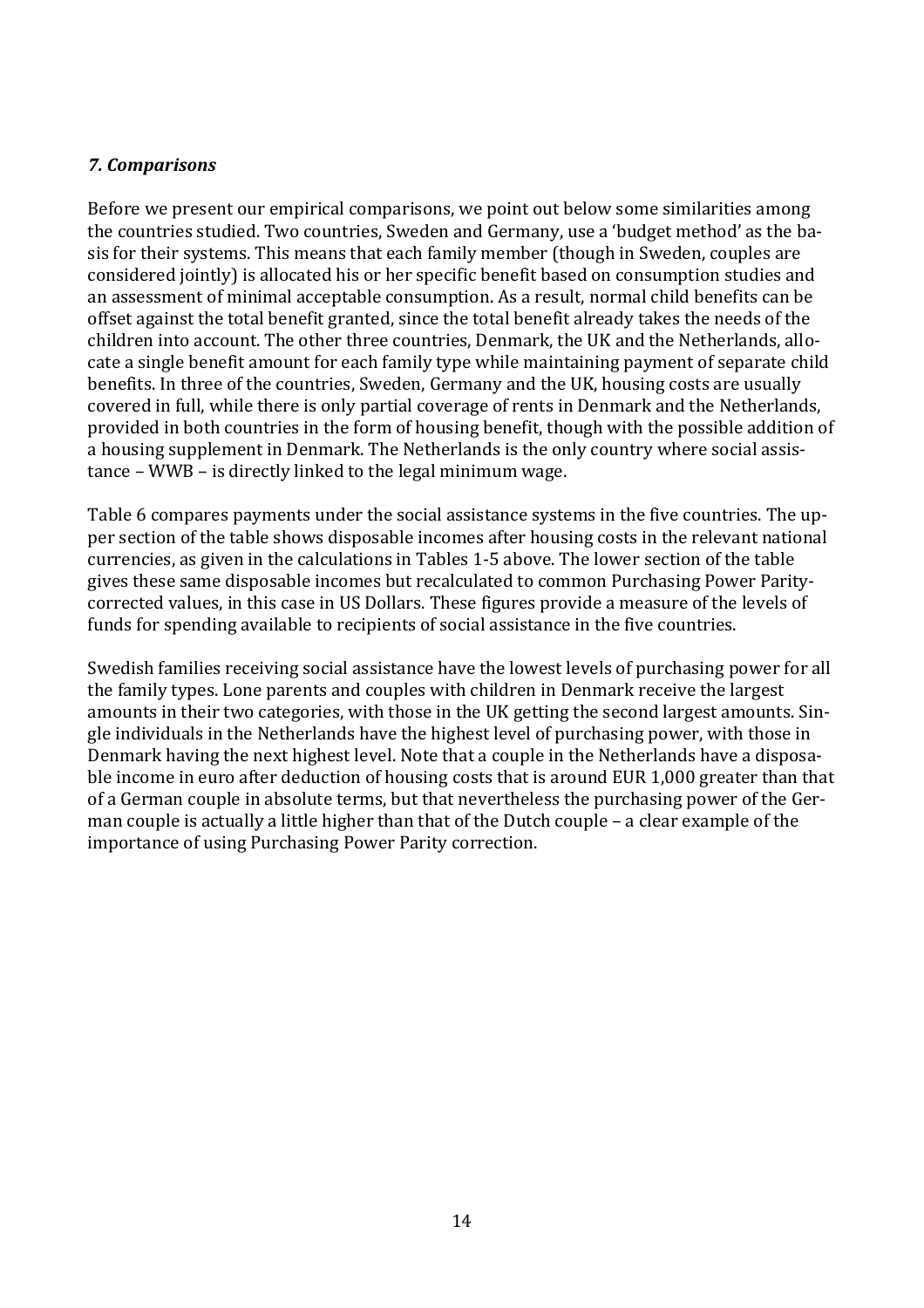### *7. Comparisons*

Before we present our empirical comparisons, we point out below some similarities among the countries studied. Two countries, Sweden and Germany, use a 'budget method' as the basis for their systems. This means that each family member (though in Sweden, couples are considered jointly) is allocated his or her specific benefit based on consumption studies and an assessment of minimal acceptable consumption. As a result, normal child benefits can be offset against the total benefit granted, since the total benefit already takes the needs of the children into account. The other three countries, Denmark, the UK and the Netherlands, allocate a single benefit amount for each family type while maintaining payment of separate child benefits. In three of the countries, Sweden, Germany and the UK, housing costs are usually covered in full, while there is only partial coverage of rents in Denmark and the Netherlands, provided in both countries in the form of housing benefit, though with the possible addition of a housing supplement in Denmark. The Netherlands is the only country where social assistance – WWB – is directly linked to the legal minimum wage.

Table 6 compares payments under the social assistance systems in the five countries. The upper section of the table shows disposable incomes after housing costs in the relevant national currencies, as given in the calculations in Tables 1-5 above. The lower section of the table gives these same disposable incomes but recalculated to common Purchasing Power Parity-corrected values, in this case in US Dollars. These figures provide a measure of the levels of funds for spending available to recipients of social assistance in the five countries.

Swedish families receiving social assistance have the lowest levels of purchasing power for all the family types. Lone parents and couples with children in Denmark receive the largest amounts in their two categories, with those in the UK getting the second largest amounts. Single individuals in the Netherlands have the highest level of purchasing power, with those in Denmark having the next highest level. Note that a couple in the Netherlands have a disposable income in euro after deduction of housing costs that is around EUR 1,000 greater than that of a German couple in absolute terms, but that nevertheless the purchasing power of the German couple is actually a little higher than that of the Dutch couple – a clear example of the importance of using Purchasing Power Parity correction.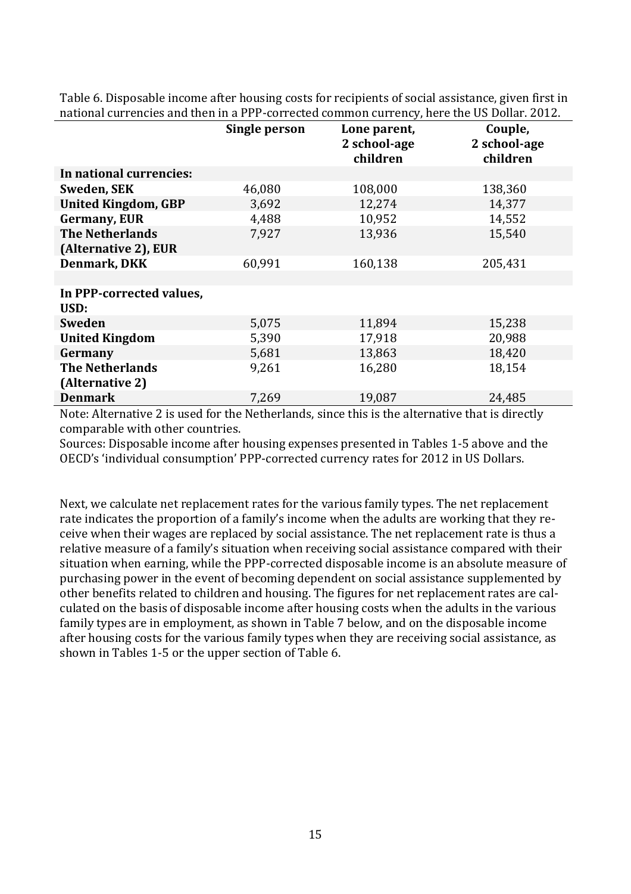Table 6. Disposable income after housing costs for recipients of social assistance, given first in national currencies and then in a PPP-corrected common currency, here the US Dollar. 2012.

| | Single person | Lone parent, 2 school-age children | Couple, 2 school-age children |
|---|---|---|---|
| **In national currencies:** | | | |
| **Sweden, SEK** | 46,080 | 108,000 | 138,360 |
| **United Kingdom, GBP** | 3,692 | 12,274 | 14,377 |
| **Germany, EUR** | 4,488 | 10,952 | 14,552 |
| **The Netherlands (Alternative 2), EUR** | 7,927 | 13,936 | 15,540 |
| **Denmark, DKK** | 60,991 | 160,138 | 205,431 |
| | | | |
| **In PPP-corrected values, USD:** | | | |
| **Sweden** | 5,075 | 11,894 | 15,238 |
| **United Kingdom** | 5,390 | 17,918 | 20,988 |
| **Germany** | 5,681 | 13,863 | 18,420 |
| **The Netherlands (Alternative 2)** | 9,261 | 16,280 | 18,154 |
| **Denmark** | 7,269 | 19,087 | 24,485 |

Note: Alternative 2 is used for the Netherlands, since this is the alternative that is directly comparable with other countries.
Sources: Disposable income after housing expenses presented in Tables 1-5 above and the OECD's 'individual consumption' PPP-corrected currency rates for 2012 in US Dollars.

Next, we calculate net replacement rates for the various family types. The net replacement rate indicates the proportion of a family's income when the adults are working that they receive when their wages are replaced by social assistance. The net replacement rate is thus a relative measure of a family's situation when receiving social assistance compared with their situation when earning, while the PPP-corrected disposable income is an absolute measure of purchasing power in the event of becoming dependent on social assistance supplemented by other benefits related to children and housing. The figures for net replacement rates are calculated on the basis of disposable income after housing costs when the adults in the various family types are in employment, as shown in Table 7 below, and on the disposable income after housing costs for the various family types when they are receiving social assistance, as shown in Tables 1-5 or the upper section of Table 6.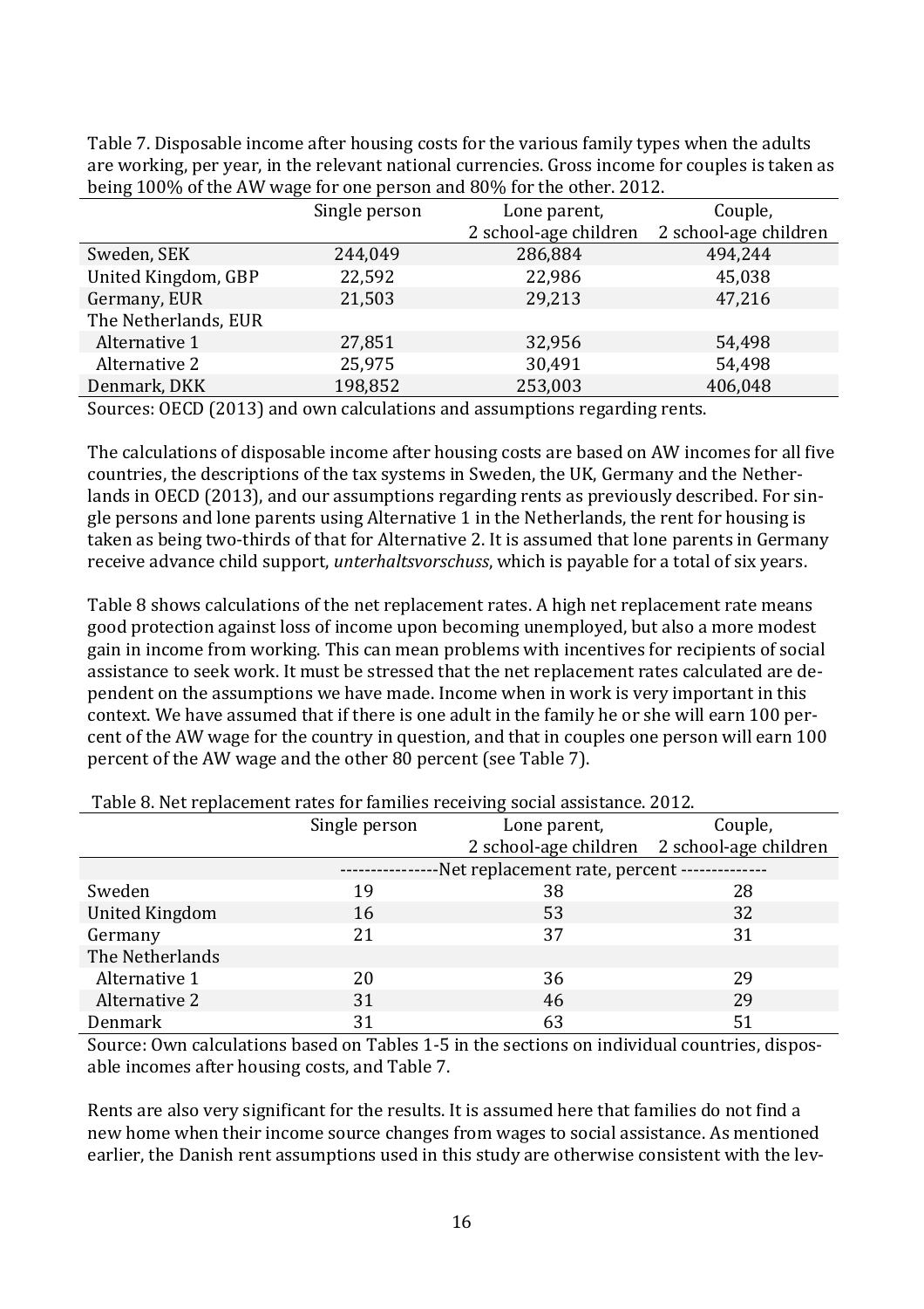Table 7. Disposable income after housing costs for the various family types when the adults are working, per year, in the relevant national currencies. Gross income for couples is taken as being 100% of the AW wage for one person and 80% for the other. 2012.

| | Single person | Lone parent, 2 school-age children | Couple, 2 school-age children |
|---|---|---|---|
| Sweden, SEK | 244,049 | 286,884 | 494,244 |
| United Kingdom, GBP | 22,592 | 22,986 | 45,038 |
| Germany, EUR | 21,503 | 29,213 | 47,216 |
| The Netherlands, EUR | | | |
| Alternative 1 | 27,851 | 32,956 | 54,498 |
| Alternative 2 | 25,975 | 30,491 | 54,498 |
| Denmark, DKK | 198,852 | 253,003 | 406,048 |

Sources: OECD (2013) and own calculations and assumptions regarding rents.

The calculations of disposable income after housing costs are based on AW incomes for all five countries, the descriptions of the tax systems in Sweden, the UK, Germany and the Netherlands in OECD (2013), and our assumptions regarding rents as previously described. For single persons and lone parents using Alternative 1 in the Netherlands, the rent for housing is taken as being two-thirds of that for Alternative 2. It is assumed that lone parents in Germany receive advance child support, *unterhaltsvorschuss*, which is payable for a total of six years.

Table 8 shows calculations of the net replacement rates. A high net replacement rate means good protection against loss of income upon becoming unemployed, but also a more modest gain in income from working. This can mean problems with incentives for recipients of social assistance to seek work. It must be stressed that the net replacement rates calculated are dependent on the assumptions we have made. Income when in work is very important in this context. We have assumed that if there is one adult in the family he or she will earn 100 percent of the AW wage for the country in question, and that in couples one person will earn 100 percent of the AW wage and the other 80 percent (see Table 7).

Table 8. Net replacement rates for families receiving social assistance. 2012.

| | Single person | Lone parent, 2 school-age children | Couple, 2 school-age children |
|---|---|---|---|
| | ----------------Net replacement rate, percent -------------- | | |
| Sweden | 19 | 38 | 28 |
| United Kingdom | 16 | 53 | 32 |
| Germany | 21 | 37 | 31 |
| The Netherlands | | | |
| Alternative 1 | 20 | 36 | 29 |
| Alternative 2 | 31 | 46 | 29 |
| Denmark | 31 | 63 | 51 |

Source: Own calculations based on Tables 1-5 in the sections on individual countries, disposable incomes after housing costs, and Table 7.

Rents are also very significant for the results. It is assumed here that families do not find a new home when their income source changes from wages to social assistance. As mentioned earlier, the Danish rent assumptions used in this study are otherwise consistent with the lev-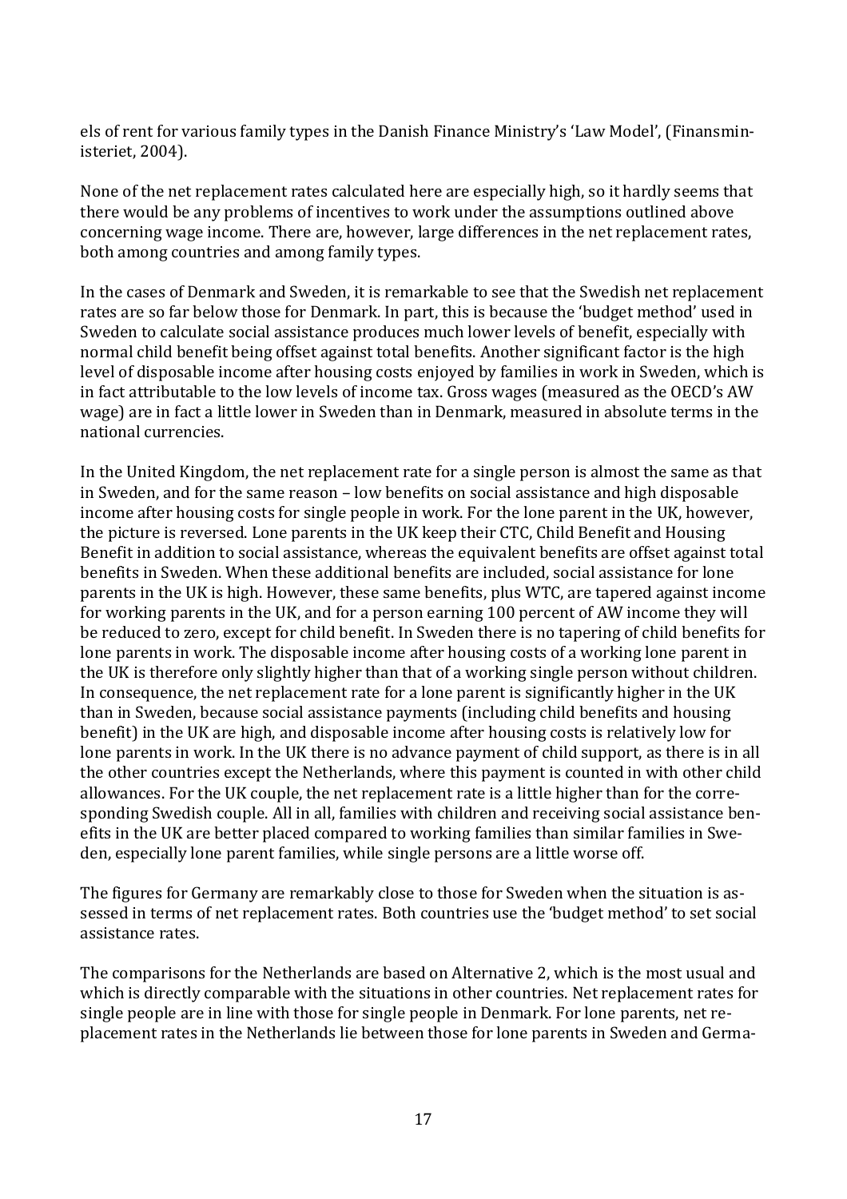els of rent for various family types in the Danish Finance Ministry's 'Law Model', (Finansministeriet, 2004).

None of the net replacement rates calculated here are especially high, so it hardly seems that there would be any problems of incentives to work under the assumptions outlined above concerning wage income. There are, however, large differences in the net replacement rates, both among countries and among family types.

In the cases of Denmark and Sweden, it is remarkable to see that the Swedish net replacement rates are so far below those for Denmark. In part, this is because the 'budget method' used in Sweden to calculate social assistance produces much lower levels of benefit, especially with normal child benefit being offset against total benefits. Another significant factor is the high level of disposable income after housing costs enjoyed by families in work in Sweden, which is in fact attributable to the low levels of income tax. Gross wages (measured as the OECD's AW wage) are in fact a little lower in Sweden than in Denmark, measured in absolute terms in the national currencies.

In the United Kingdom, the net replacement rate for a single person is almost the same as that in Sweden, and for the same reason – low benefits on social assistance and high disposable income after housing costs for single people in work. For the lone parent in the UK, however, the picture is reversed. Lone parents in the UK keep their CTC, Child Benefit and Housing Benefit in addition to social assistance, whereas the equivalent benefits are offset against total benefits in Sweden. When these additional benefits are included, social assistance for lone parents in the UK is high. However, these same benefits, plus WTC, are tapered against income for working parents in the UK, and for a person earning 100 percent of AW income they will be reduced to zero, except for child benefit. In Sweden there is no tapering of child benefits for lone parents in work. The disposable income after housing costs of a working lone parent in the UK is therefore only slightly higher than that of a working single person without children. In consequence, the net replacement rate for a lone parent is significantly higher in the UK than in Sweden, because social assistance payments (including child benefits and housing benefit) in the UK are high, and disposable income after housing costs is relatively low for lone parents in work. In the UK there is no advance payment of child support, as there is in all the other countries except the Netherlands, where this payment is counted in with other child allowances. For the UK couple, the net replacement rate is a little higher than for the corresponding Swedish couple. All in all, families with children and receiving social assistance benefits in the UK are better placed compared to working families than similar families in Sweden, especially lone parent families, while single persons are a little worse off.

The figures for Germany are remarkably close to those for Sweden when the situation is assessed in terms of net replacement rates. Both countries use the 'budget method' to set social assistance rates.

The comparisons for the Netherlands are based on Alternative 2, which is the most usual and which is directly comparable with the situations in other countries. Net replacement rates for single people are in line with those for single people in Denmark. For lone parents, net replacement rates in the Netherlands lie between those for lone parents in Sweden and Germa-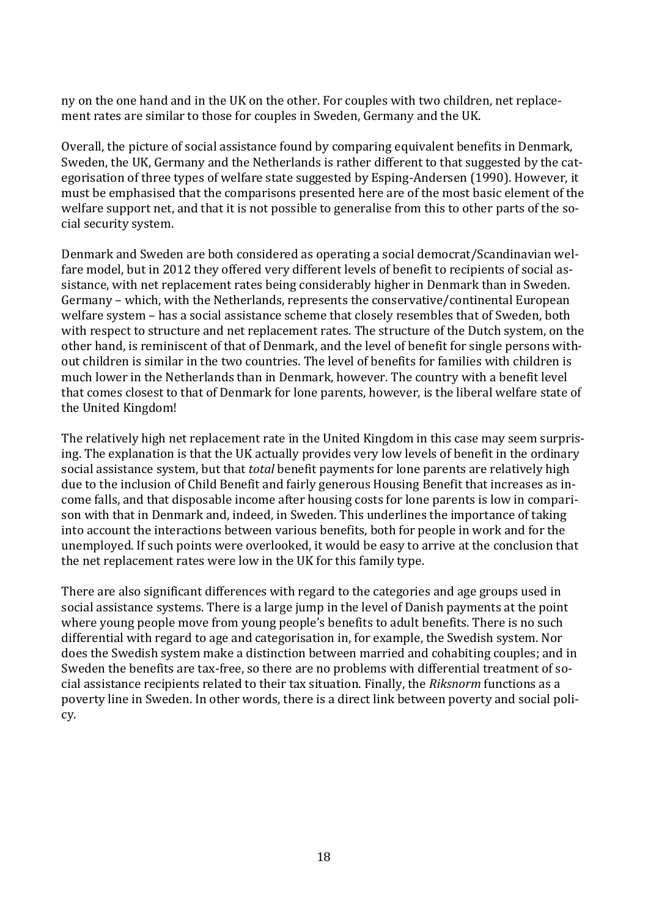ny on the one hand and in the UK on the other. For couples with two children, net replacement rates are similar to those for couples in Sweden, Germany and the UK.

Overall, the picture of social assistance found by comparing equivalent benefits in Denmark, Sweden, the UK, Germany and the Netherlands is rather different to that suggested by the categorisation of three types of welfare state suggested by Esping-Andersen (1990). However, it must be emphasised that the comparisons presented here are of the most basic element of the welfare support net, and that it is not possible to generalise from this to other parts of the social security system.

Denmark and Sweden are both considered as operating a social democrat/Scandinavian welfare model, but in 2012 they offered very different levels of benefit to recipients of social assistance, with net replacement rates being considerably higher in Denmark than in Sweden. Germany – which, with the Netherlands, represents the conservative/continental European welfare system – has a social assistance scheme that closely resembles that of Sweden, both with respect to structure and net replacement rates. The structure of the Dutch system, on the other hand, is reminiscent of that of Denmark, and the level of benefit for single persons without children is similar in the two countries. The level of benefits for families with children is much lower in the Netherlands than in Denmark, however. The country with a benefit level that comes closest to that of Denmark for lone parents, however, is the liberal welfare state of the United Kingdom!

The relatively high net replacement rate in the United Kingdom in this case may seem surprising. The explanation is that the UK actually provides very low levels of benefit in the ordinary social assistance system, but that *total* benefit payments for lone parents are relatively high due to the inclusion of Child Benefit and fairly generous Housing Benefit that increases as income falls, and that disposable income after housing costs for lone parents is low in comparison with that in Denmark and, indeed, in Sweden. This underlines the importance of taking into account the interactions between various benefits, both for people in work and for the unemployed. If such points were overlooked, it would be easy to arrive at the conclusion that the net replacement rates were low in the UK for this family type.

There are also significant differences with regard to the categories and age groups used in social assistance systems. There is a large jump in the level of Danish payments at the point where young people move from young people's benefits to adult benefits. There is no such differential with regard to age and categorisation in, for example, the Swedish system. Nor does the Swedish system make a distinction between married and cohabiting couples; and in Sweden the benefits are tax-free, so there are no problems with differential treatment of social assistance recipients related to their tax situation. Finally, the *Riksnorm* functions as a poverty line in Sweden. In other words, there is a direct link between poverty and social policy.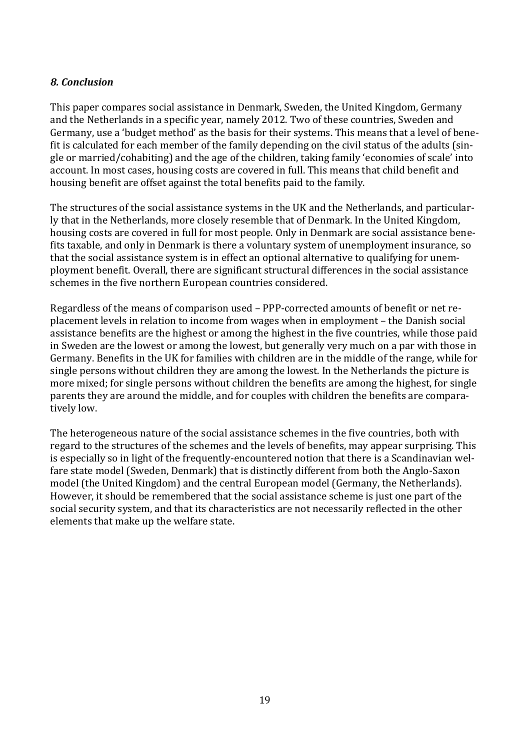## *8. Conclusion*

This paper compares social assistance in Denmark, Sweden, the United Kingdom, Germany and the Netherlands in a specific year, namely 2012. Two of these countries, Sweden and Germany, use a 'budget method' as the basis for their systems. This means that a level of benefit is calculated for each member of the family depending on the civil status of the adults (single or married/cohabiting) and the age of the children, taking family 'economies of scale' into account. In most cases, housing costs are covered in full. This means that child benefit and housing benefit are offset against the total benefits paid to the family.

The structures of the social assistance systems in the UK and the Netherlands, and particularly that in the Netherlands, more closely resemble that of Denmark. In the United Kingdom, housing costs are covered in full for most people. Only in Denmark are social assistance benefits taxable, and only in Denmark is there a voluntary system of unemployment insurance, so that the social assistance system is in effect an optional alternative to qualifying for unemployment benefit. Overall, there are significant structural differences in the social assistance schemes in the five northern European countries considered.

Regardless of the means of comparison used – PPP-corrected amounts of benefit or net replacement levels in relation to income from wages when in employment – the Danish social assistance benefits are the highest or among the highest in the five countries, while those paid in Sweden are the lowest or among the lowest, but generally very much on a par with those in Germany. Benefits in the UK for families with children are in the middle of the range, while for single persons without children they are among the lowest. In the Netherlands the picture is more mixed; for single persons without children the benefits are among the highest, for single parents they are around the middle, and for couples with children the benefits are comparatively low.

The heterogeneous nature of the social assistance schemes in the five countries, both with regard to the structures of the schemes and the levels of benefits, may appear surprising. This is especially so in light of the frequently-encountered notion that there is a Scandinavian welfare state model (Sweden, Denmark) that is distinctly different from both the Anglo-Saxon model (the United Kingdom) and the central European model (Germany, the Netherlands). However, it should be remembered that the social assistance scheme is just one part of the social security system, and that its characteristics are not necessarily reflected in the other elements that make up the welfare state.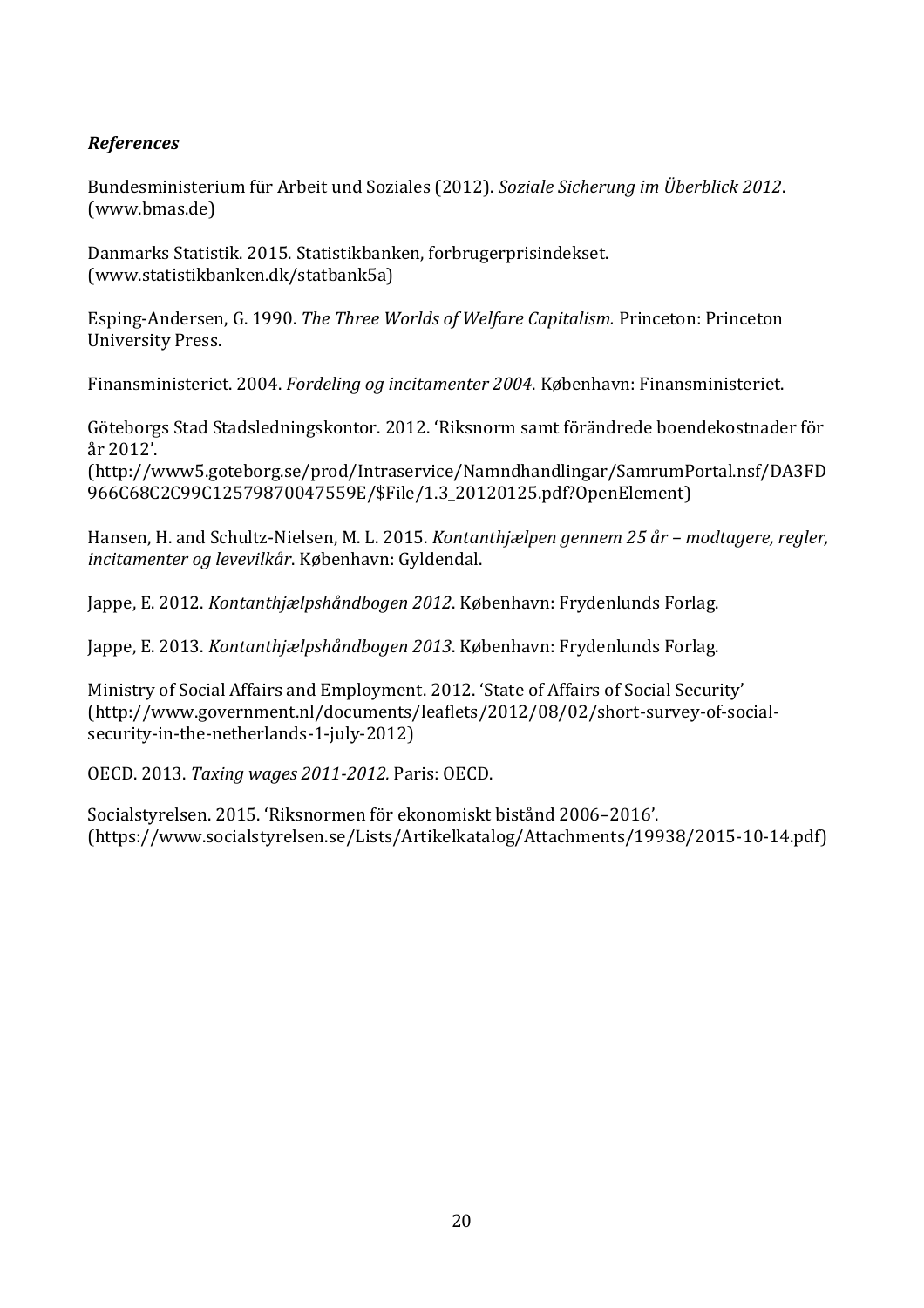***References***

Bundesministerium für Arbeit und Soziales (2012). *Soziale Sicherung im Überblick 2012*. (www.bmas.de)

Danmarks Statistik. 2015. Statistikbanken, forbrugerprisindekset. (www.statistikbanken.dk/statbank5a)

Esping-Andersen, G. 1990. *The Three Worlds of Welfare Capitalism.* Princeton: Princeton University Press.

Finansministeriet. 2004. *Fordeling og incitamenter 2004*. København: Finansministeriet.

Göteborgs Stad Stadsledningskontor. 2012. 'Riksnorm samt förändrede boendekostnader för år 2012'. (http://www5.goteborg.se/prod/Intraservice/Namndhandlingar/SamrumPortal.nsf/DA3FD966C68C2C99C12579870047559E/$File/1.3_20120125.pdf?OpenElement)

Hansen, H. and Schultz-Nielsen, M. L. 2015. *Kontanthjælpen gennem 25 år – modtagere, regler, incitamenter og levevilkår*. København: Gyldendal.

Jappe, E. 2012. *Kontanthjælpshåndbogen 2012*. København: Frydenlunds Forlag.

Jappe, E. 2013. *Kontanthjælpshåndbogen 2013*. København: Frydenlunds Forlag.

Ministry of Social Affairs and Employment. 2012. 'State of Affairs of Social Security' (http://www.government.nl/documents/leaflets/2012/08/02/short-survey-of-social-security-in-the-netherlands-1-july-2012)

OECD. 2013. *Taxing wages 2011-2012.* Paris: OECD.

Socialstyrelsen. 2015. 'Riksnormen för ekonomiskt bistånd 2006–2016'. (https://www.socialstyrelsen.se/Lists/Artikelkatalog/Attachments/19938/2015-10-14.pdf)